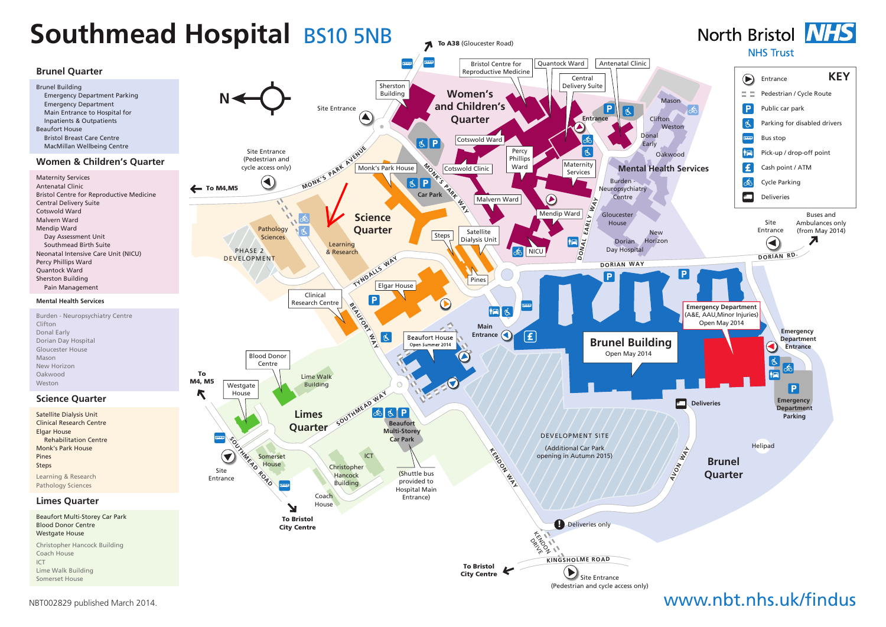# Southmead Hospital BS10 5NB

North Bristol NHS Trust

## Brunel Quarter

- Brunel Building
  - Emergency Department Parking
  - Emergency Department
  - Main Entrance to Hospital for Inpatients & Outpatients
- Beaufort House
  - Bristol Breast Care Centre
  - MacMillan Wellbeing Centre

## Women & Children's Quarter

- Maternity Services
- Antenatal Clinic
- Bristol Centre for Reproductive Medicine
- Central Delivery Suite
- Cotswold Ward
- Malvern Ward
- Mendip Ward
  - Day Assessment Unit
  - Southmead Birth Suite
- Neonatal Intensive Care Unit (NICU)
- Percy Phillips Ward
- Quantock Ward
- Sherston Building
  - Pain Management

### Mental Health Services

- Burden - Neuropsychiatry Centre
- Clifton
- Donal Early
- Dorian Day Hospital
- Gloucester House
- Mason
- New Horizon
- Oakwood
- Weston

## Science Quarter

- Satellite Dialysis Unit
- Clinical Research Centre
- Elgar House
  - Rehabilitation Centre
- Monk's Park House
- Pines
- Steps
- Learning & Research
- Pathology Sciences

## Limes Quarter

- Beaufort Multi-Storey Car Park
- Blood Donor Centre
- Westgate House
- Christopher Hancock Building
- Coach House
- ICT
- Lime Walk Building
- Somerset House

## KEY

- Entrance
- Pedestrian / Cycle Route
- Public car park
- Parking for disabled drivers
- Bus stop
- Pick-up / drop-off point
- Cash point / ATM
- Cycle Parking
- Deliveries

Map labels: To A38 (Gloucester Road); To M4, M5; To Bristol City Centre; Site Entrance; Site Entrance (Pedestrian and cycle access only); Main Entrance; Emergency Department Entrance; Emergency Department (A&E, AAU, Minor Injuries) Open May 2014; Brunel Building Open May 2014; Beaufort House Open Summer 2014; Beaufort Multi-Storey Car Park (Shuttle bus provided to Hospital Main Entrance); Development Site (Additional Car Park opening in Autumn 2015); Phase 2 Development; Buses and Ambulances only (from May 2014); Deliveries only; Helipad; Monk's Park Avenue; Monk's Park Way; Tyndalls Way; Beaufort Way; Southmead Way; Southmead Road; Kendon Way; Kendon Drive; Kingsholme Road; Avon Way; Dorian Way; Dorian Rd; Donal Early Way.

NBT002829 published March 2014.

www.nbt.nhs.uk/findus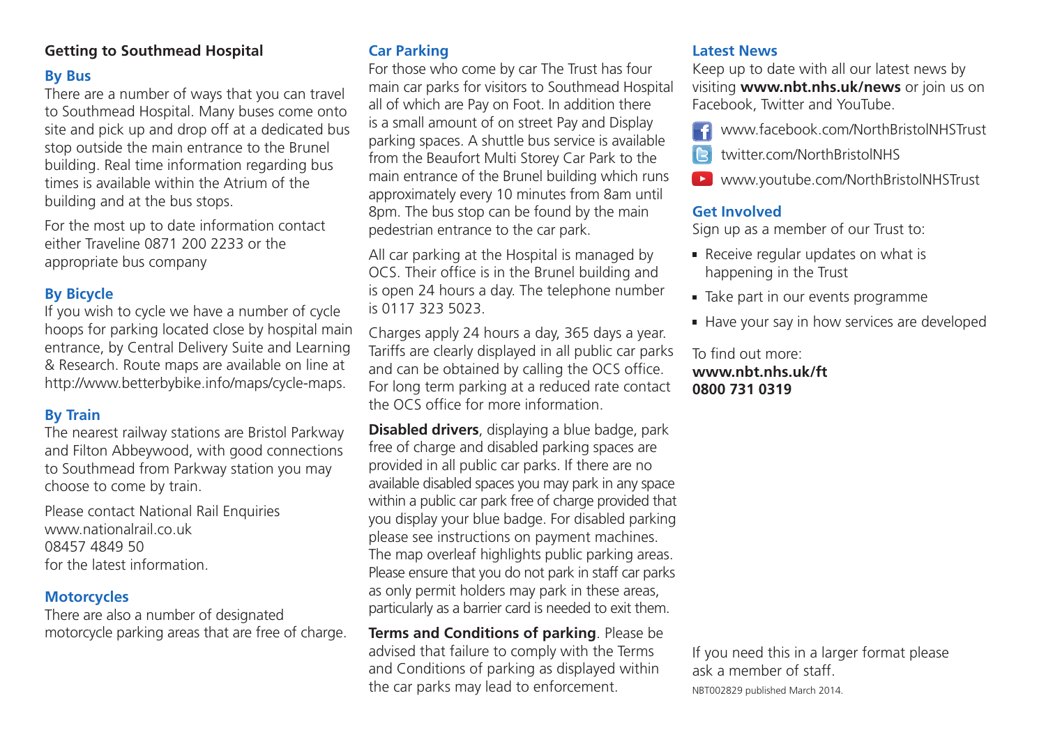## Getting to Southmead Hospital

### By Bus

There are a number of ways that you can travel to Southmead Hospital. Many buses come onto site and pick up and drop off at a dedicated bus stop outside the main entrance to the Brunel building. Real time information regarding bus times is available within the Atrium of the building and at the bus stops.

For the most up to date information contact either Traveline 0871 200 2233 or the appropriate bus company

### By Bicycle

If you wish to cycle we have a number of cycle hoops for parking located close by hospital main entrance, by Central Delivery Suite and Learning & Research. Route maps are available on line at http://www.betterbybike.info/maps/cycle-maps.

### By Train

The nearest railway stations are Bristol Parkway and Filton Abbeywood, with good connections to Southmead from Parkway station you may choose to come by train.

Please contact National Rail Enquiries
www.nationalrail.co.uk
08457 4849 50
for the latest information.

### Motorcycles

There are also a number of designated motorcycle parking areas that are free of charge.

### Car Parking

For those who come by car The Trust has four main car parks for visitors to Southmead Hospital all of which are Pay on Foot. In addition there is a small amount of on street Pay and Display parking spaces. A shuttle bus service is available from the Beaufort Multi Storey Car Park to the main entrance of the Brunel building which runs approximately every 10 minutes from 8am until 8pm. The bus stop can be found by the main pedestrian entrance to the car park.

All car parking at the Hospital is managed by OCS. Their office is in the Brunel building and is open 24 hours a day. The telephone number is 0117 323 5023.

Charges apply 24 hours a day, 365 days a year. Tariffs are clearly displayed in all public car parks and can be obtained by calling the OCS office. For long term parking at a reduced rate contact the OCS office for more information.

**Disabled drivers**, displaying a blue badge, park free of charge and disabled parking spaces are provided in all public car parks. If there are no available disabled spaces you may park in any space within a public car park free of charge provided that you display your blue badge. For disabled parking please see instructions on payment machines. The map overleaf highlights public parking areas. Please ensure that you do not park in staff car parks as only permit holders may park in these areas, particularly as a barrier card is needed to exit them.

**Terms and Conditions of parking**. Please be advised that failure to comply with the Terms and Conditions of parking as displayed within the car parks may lead to enforcement.

### Latest News

Keep up to date with all our latest news by visiting **www.nbt.nhs.uk/news** or join us on Facebook, Twitter and YouTube.

www.facebook.com/NorthBristolNHSTrust

twitter.com/NorthBristolNHS

www.youtube.com/NorthBristolNHSTrust

### Get Involved

Sign up as a member of our Trust to:

- Receive regular updates on what is happening in the Trust
- Take part in our events programme
- Have your say in how services are developed

To find out more:
**www.nbt.nhs.uk/ft**
**0800 731 0319**

If you need this in a larger format please ask a member of staff.

NBT002829 published March 2014.